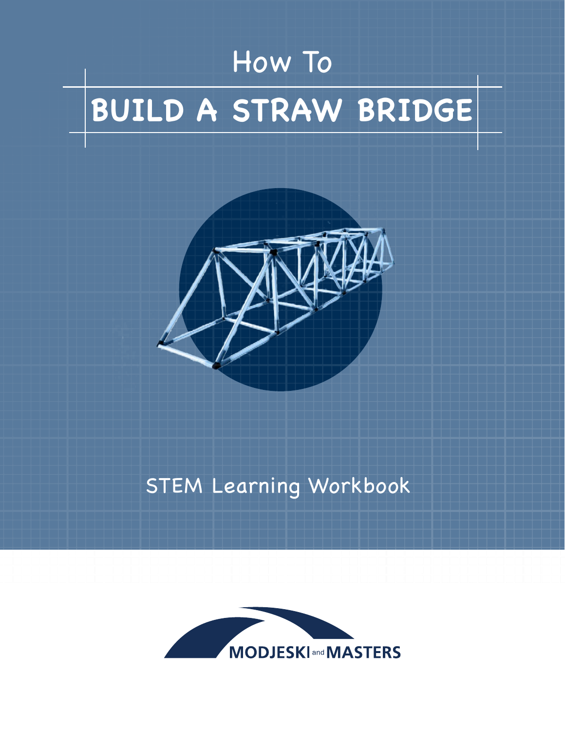How To

# BUILD A STRAW BRIDGE

STEM Learning Workbook

MODJESKI and MASTERS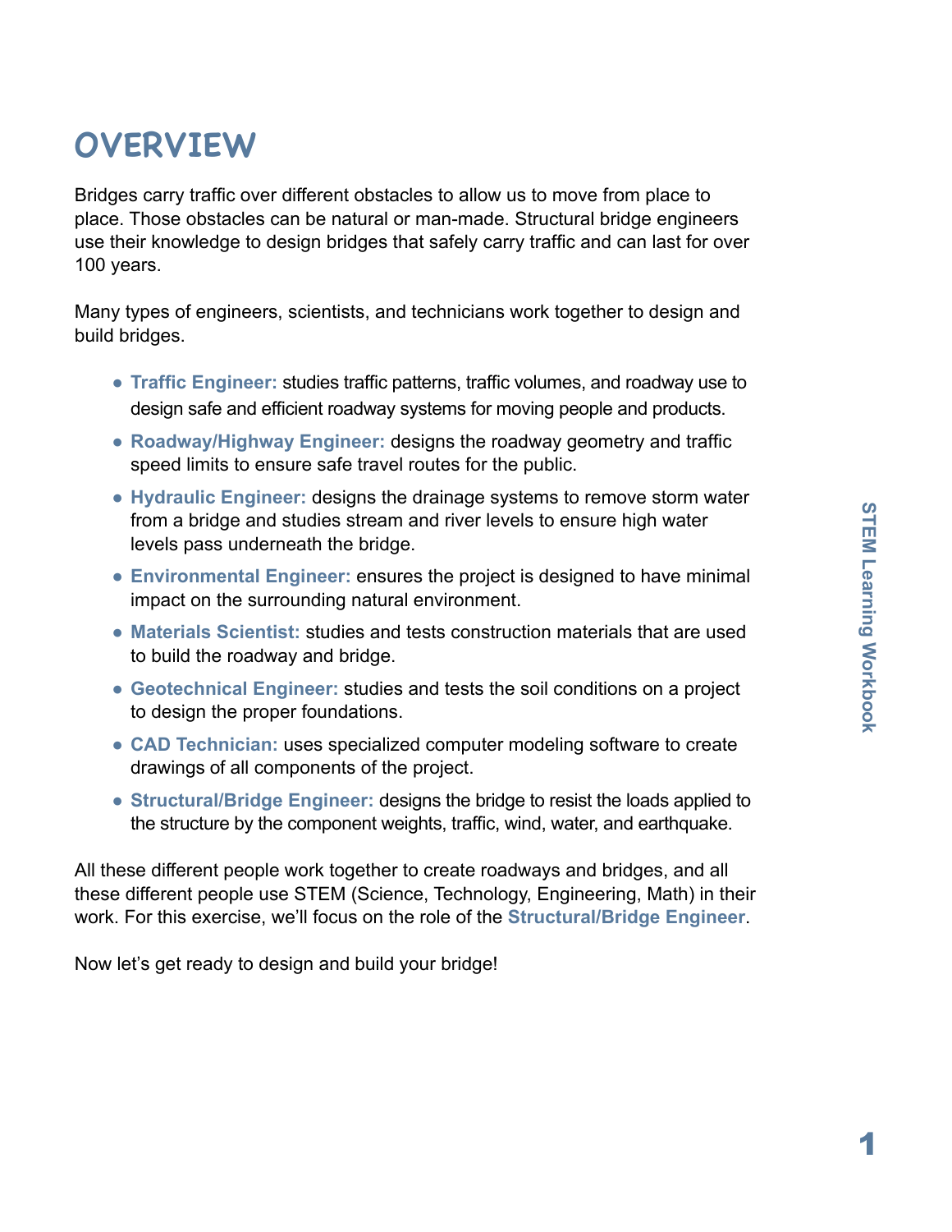# OVERVIEW

Bridges carry traffic over different obstacles to allow us to move from place to place. Those obstacles can be natural or man-made. Structural bridge engineers use their knowledge to design bridges that safely carry traffic and can last for over 100 years.

Many types of engineers, scientists, and technicians work together to design and build bridges.

- **Traffic Engineer:** studies traffic patterns, traffic volumes, and roadway use to design safe and efficient roadway systems for moving people and products.
- **Roadway/Highway Engineer:** designs the roadway geometry and traffic speed limits to ensure safe travel routes for the public.
- **Hydraulic Engineer:** designs the drainage systems to remove storm water from a bridge and studies stream and river levels to ensure high water levels pass underneath the bridge.
- **Environmental Engineer:** ensures the project is designed to have minimal impact on the surrounding natural environment.
- **Materials Scientist:** studies and tests construction materials that are used to build the roadway and bridge.
- **Geotechnical Engineer:** studies and tests the soil conditions on a project to design the proper foundations.
- **CAD Technician:** uses specialized computer modeling software to create drawings of all components of the project.
- **Structural/Bridge Engineer:** designs the bridge to resist the loads applied to the structure by the component weights, traffic, wind, water, and earthquake.

All these different people work together to create roadways and bridges, and all these different people use STEM (Science, Technology, Engineering, Math) in their work. For this exercise, we'll focus on the role of the **Structural/Bridge Engineer**.

Now let's get ready to design and build your bridge!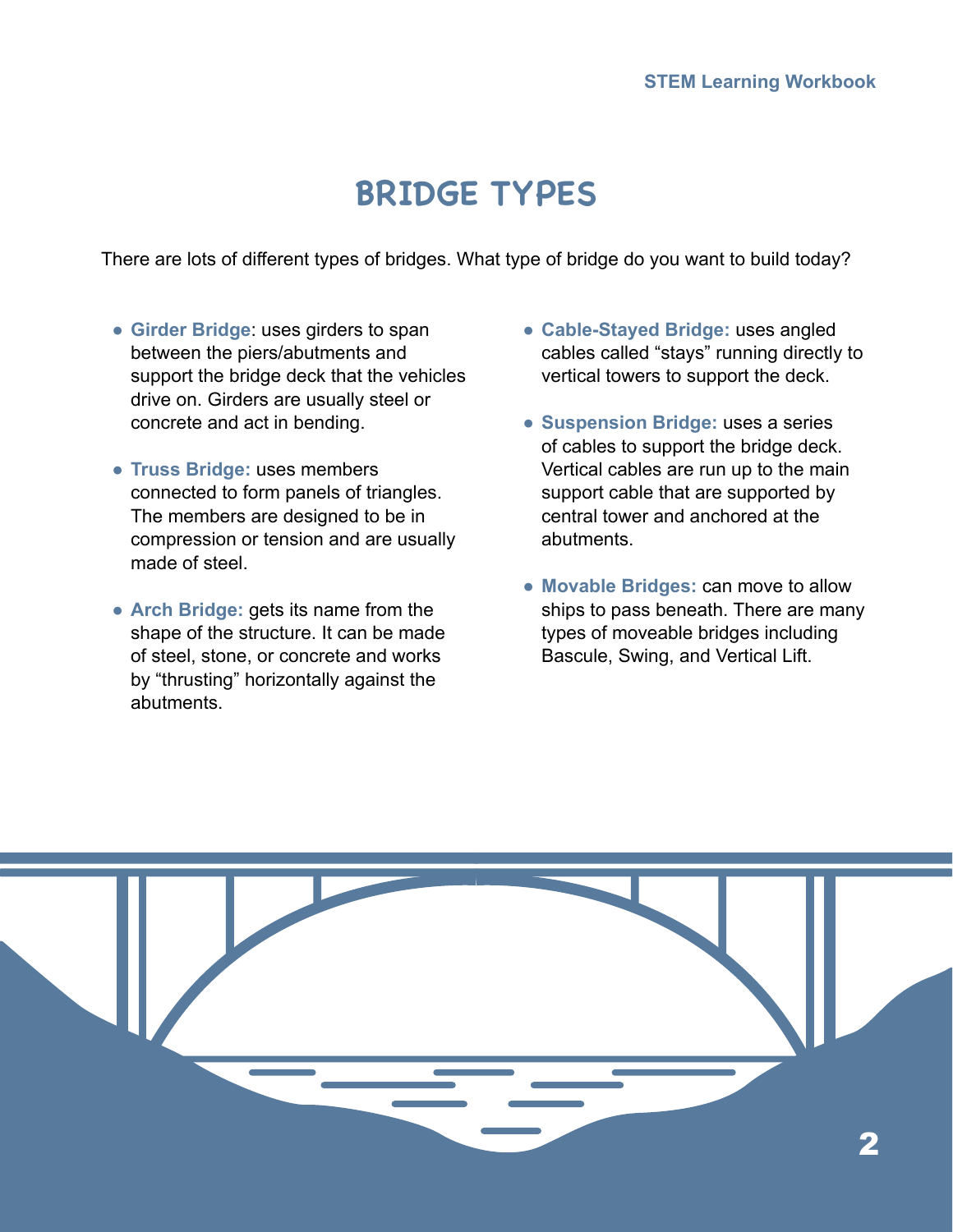# BRIDGE TYPES

There are lots of different types of bridges. What type of bridge do you want to build today?

- **Girder Bridge**: uses girders to span between the piers/abutments and support the bridge deck that the vehicles drive on. Girders are usually steel or concrete and act in bending.
- **Truss Bridge:** uses members connected to form panels of triangles. The members are designed to be in compression or tension and are usually made of steel.
- **Arch Bridge:** gets its name from the shape of the structure. It can be made of steel, stone, or concrete and works by "thrusting" horizontally against the abutments.
- **Cable-Stayed Bridge:** uses angled cables called "stays" running directly to vertical towers to support the deck.
- **Suspension Bridge:** uses a series of cables to support the bridge deck. Vertical cables are run up to the main support cable that are supported by central tower and anchored at the abutments.
- **Movable Bridges:** can move to allow ships to pass beneath. There are many types of moveable bridges including Bascule, Swing, and Vertical Lift.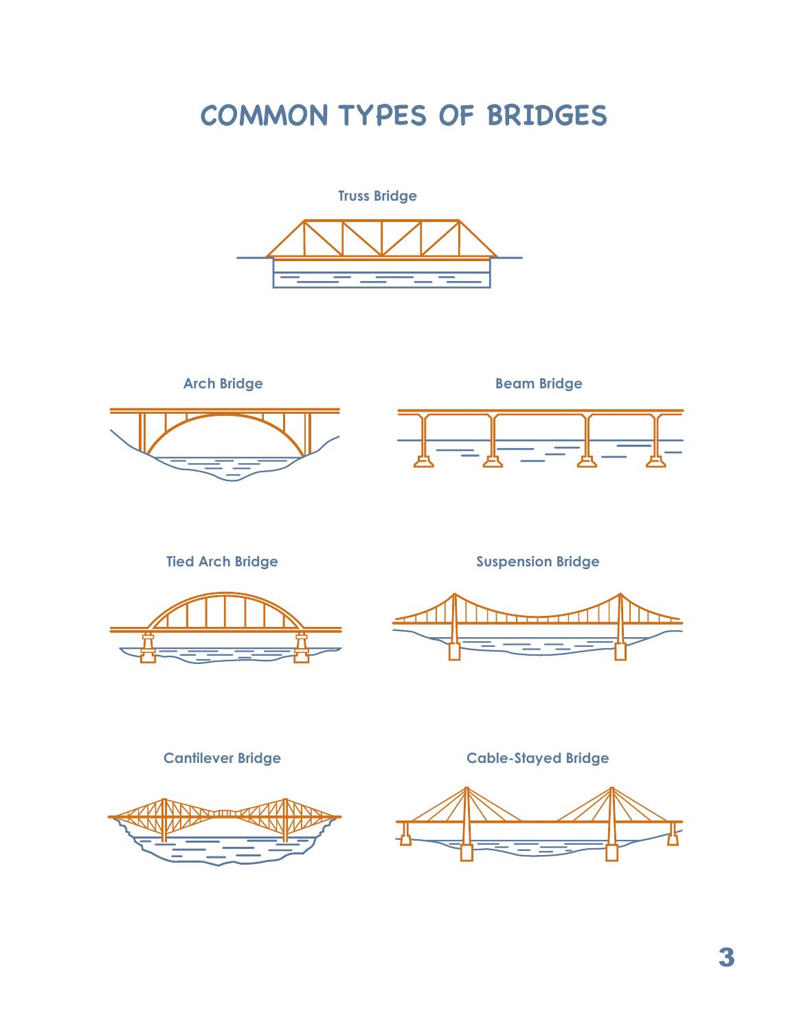# COMMON TYPES OF BRIDGES

Truss Bridge

Arch Bridge

Beam Bridge

Tied Arch Bridge

Suspension Bridge

Cantilever Bridge

Cable-Stayed Bridge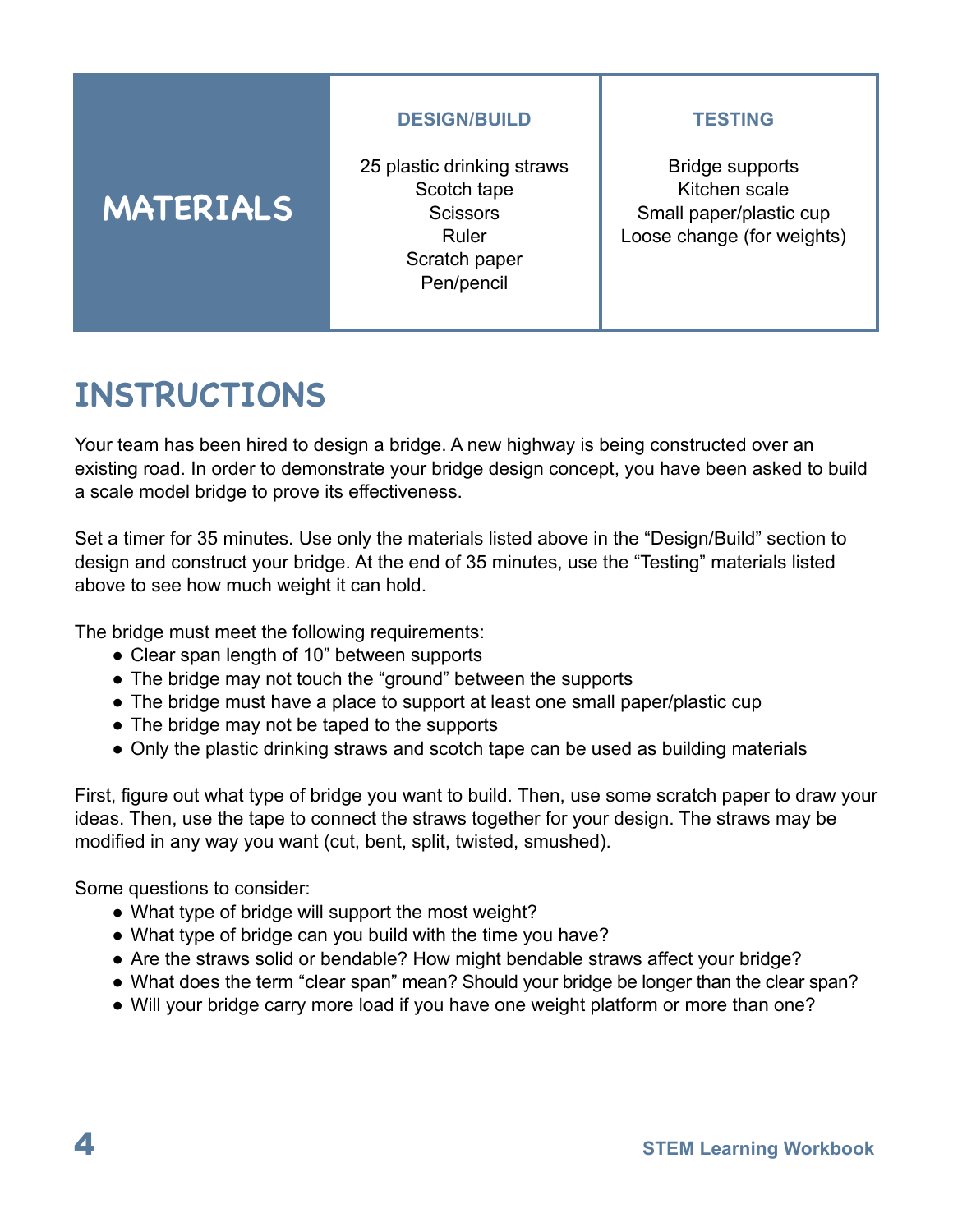## MATERIALS

| DESIGN/BUILD | TESTING |
| --- | --- |
| 25 plastic drinking straws | Bridge supports |
| Scotch tape | Kitchen scale |
| Scissors | Small paper/plastic cup |
| Ruler | Loose change (for weights) |
| Scratch paper | |
| Pen/pencil | |

## INSTRUCTIONS

Your team has been hired to design a bridge. A new highway is being constructed over an existing road. In order to demonstrate your bridge design concept, you have been asked to build a scale model bridge to prove its effectiveness.

Set a timer for 35 minutes. Use only the materials listed above in the "Design/Build" section to design and construct your bridge. At the end of 35 minutes, use the "Testing" materials listed above to see how much weight it can hold.

The bridge must meet the following requirements:

- Clear span length of 10" between supports
- The bridge may not touch the "ground" between the supports
- The bridge must have a place to support at least one small paper/plastic cup
- The bridge may not be taped to the supports
- Only the plastic drinking straws and scotch tape can be used as building materials

First, figure out what type of bridge you want to build. Then, use some scratch paper to draw your ideas. Then, use the tape to connect the straws together for your design. The straws may be modified in any way you want (cut, bent, split, twisted, smushed).

Some questions to consider:

- What type of bridge will support the most weight?
- What type of bridge can you build with the time you have?
- Are the straws solid or bendable? How might bendable straws affect your bridge?
- What does the term "clear span" mean? Should your bridge be longer than the clear span?
- Will your bridge carry more load if you have one weight platform or more than one?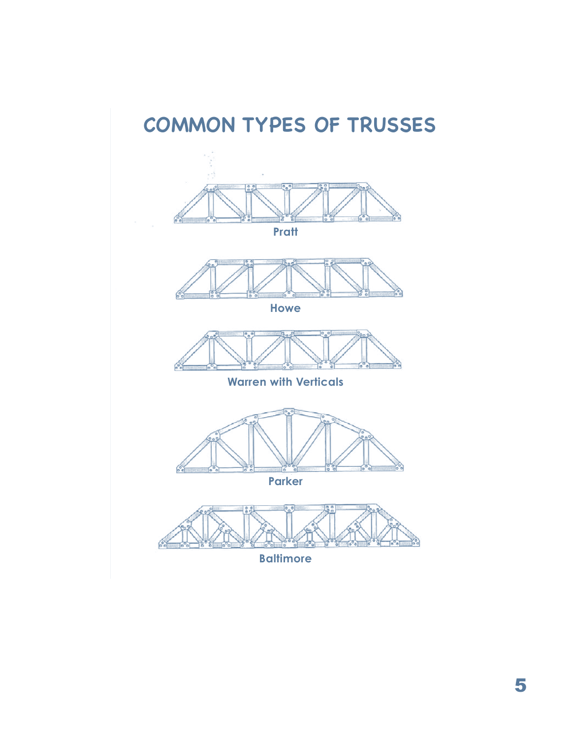# COMMON TYPES OF TRUSSES

Pratt

Howe

Warren with Verticals

Parker

Baltimore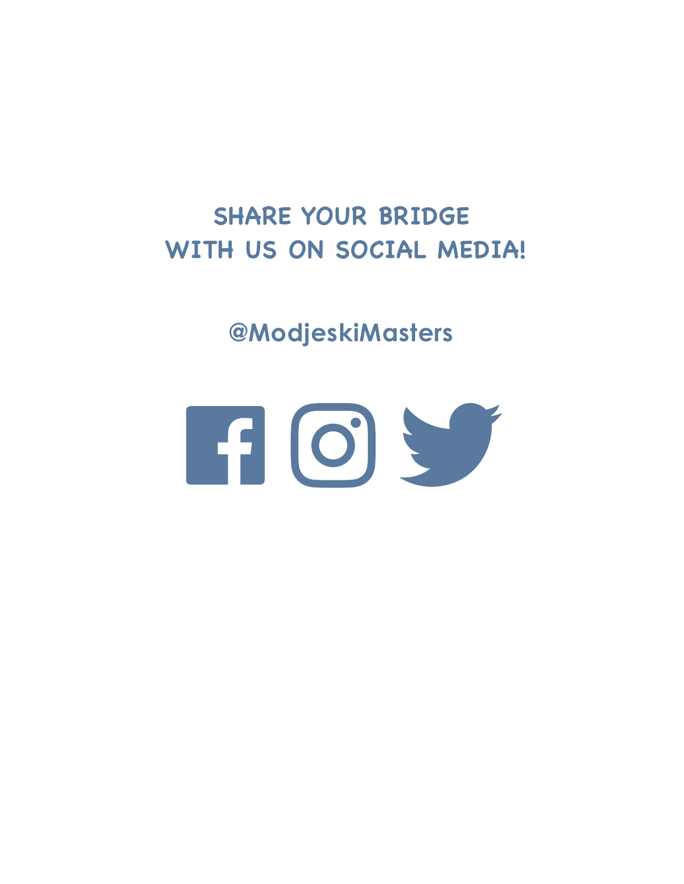## SHARE YOUR BRIDGE WITH US ON SOCIAL MEDIA!

**@ModjeskiMasters**